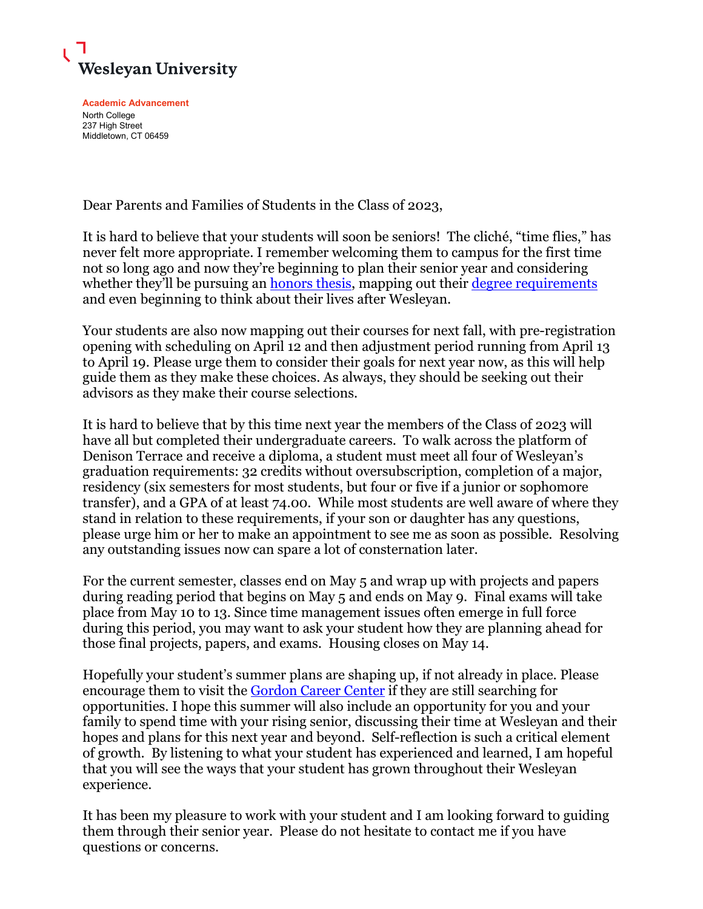# Wesleyan University

**Academic Advancement**
North College
237 High Street
Middletown, CT 06459

Dear Parents and Families of Students in the Class of 2023,

It is hard to believe that your students will soon be seniors! The cliché, "time flies," has never felt more appropriate. I remember welcoming them to campus for the first time not so long ago and now they're beginning to plan their senior year and considering whether they'll be pursuing an honors thesis, mapping out their degree requirements and even beginning to think about their lives after Wesleyan.

Your students are also now mapping out their courses for next fall, with pre-registration opening with scheduling on April 12 and then adjustment period running from April 13 to April 19. Please urge them to consider their goals for next year now, as this will help guide them as they make these choices. As always, they should be seeking out their advisors as they make their course selections.

It is hard to believe that by this time next year the members of the Class of 2023 will have all but completed their undergraduate careers. To walk across the platform of Denison Terrace and receive a diploma, a student must meet all four of Wesleyan's graduation requirements: 32 credits without oversubscription, completion of a major, residency (six semesters for most students, but four or five if a junior or sophomore transfer), and a GPA of at least 74.00. While most students are well aware of where they stand in relation to these requirements, if your son or daughter has any questions, please urge him or her to make an appointment to see me as soon as possible. Resolving any outstanding issues now can spare a lot of consternation later.

For the current semester, classes end on May 5 and wrap up with projects and papers during reading period that begins on May 5 and ends on May 9. Final exams will take place from May 10 to 13. Since time management issues often emerge in full force during this period, you may want to ask your student how they are planning ahead for those final projects, papers, and exams. Housing closes on May 14.

Hopefully your student's summer plans are shaping up, if not already in place. Please encourage them to visit the Gordon Career Center if they are still searching for opportunities. I hope this summer will also include an opportunity for you and your family to spend time with your rising senior, discussing their time at Wesleyan and their hopes and plans for this next year and beyond. Self-reflection is such a critical element of growth. By listening to what your student has experienced and learned, I am hopeful that you will see the ways that your student has grown throughout their Wesleyan experience.

It has been my pleasure to work with your student and I am looking forward to guiding them through their senior year. Please do not hesitate to contact me if you have questions or concerns.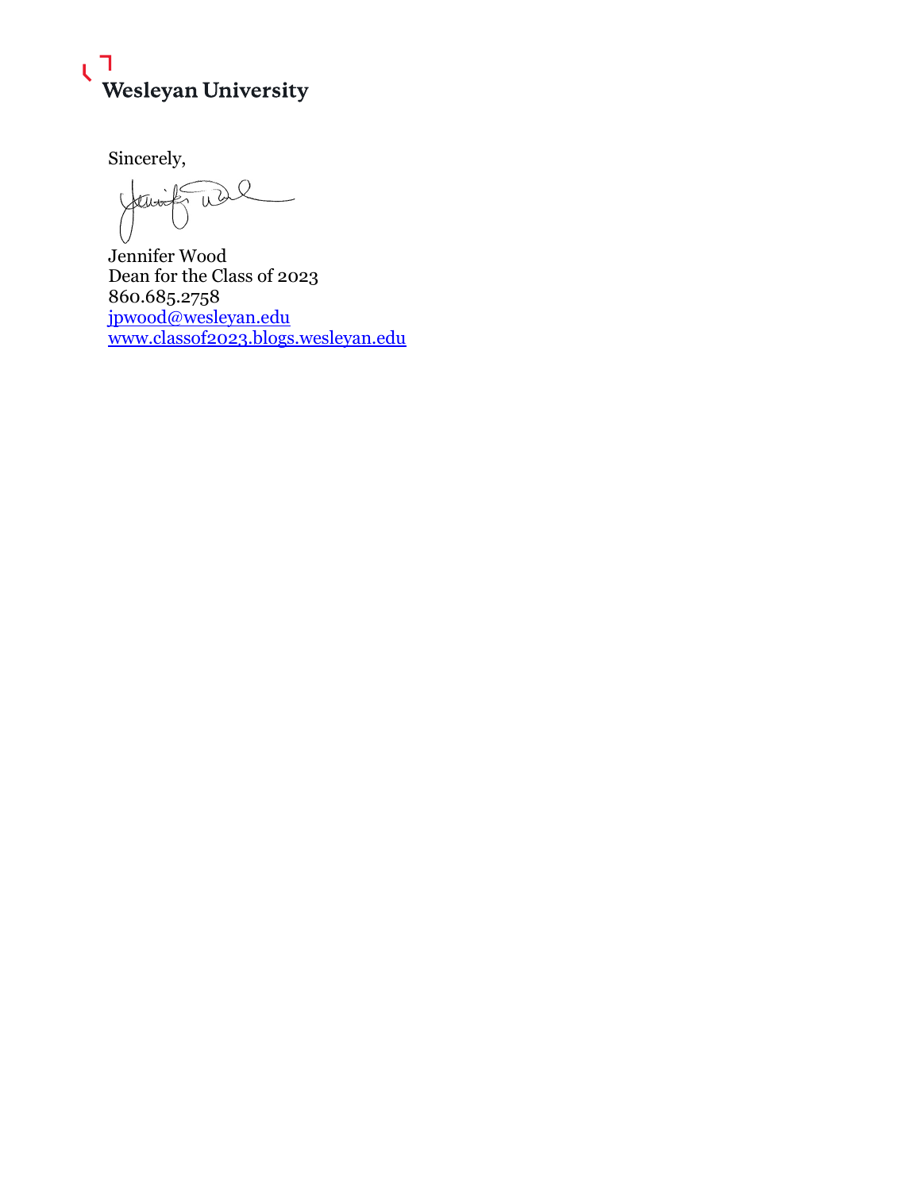Sincerely,

Jennifer Wood
Dean for the Class of 2023
860.685.2758
jpwood@wesleyan.edu
www.classof2023.blogs.wesleyan.edu